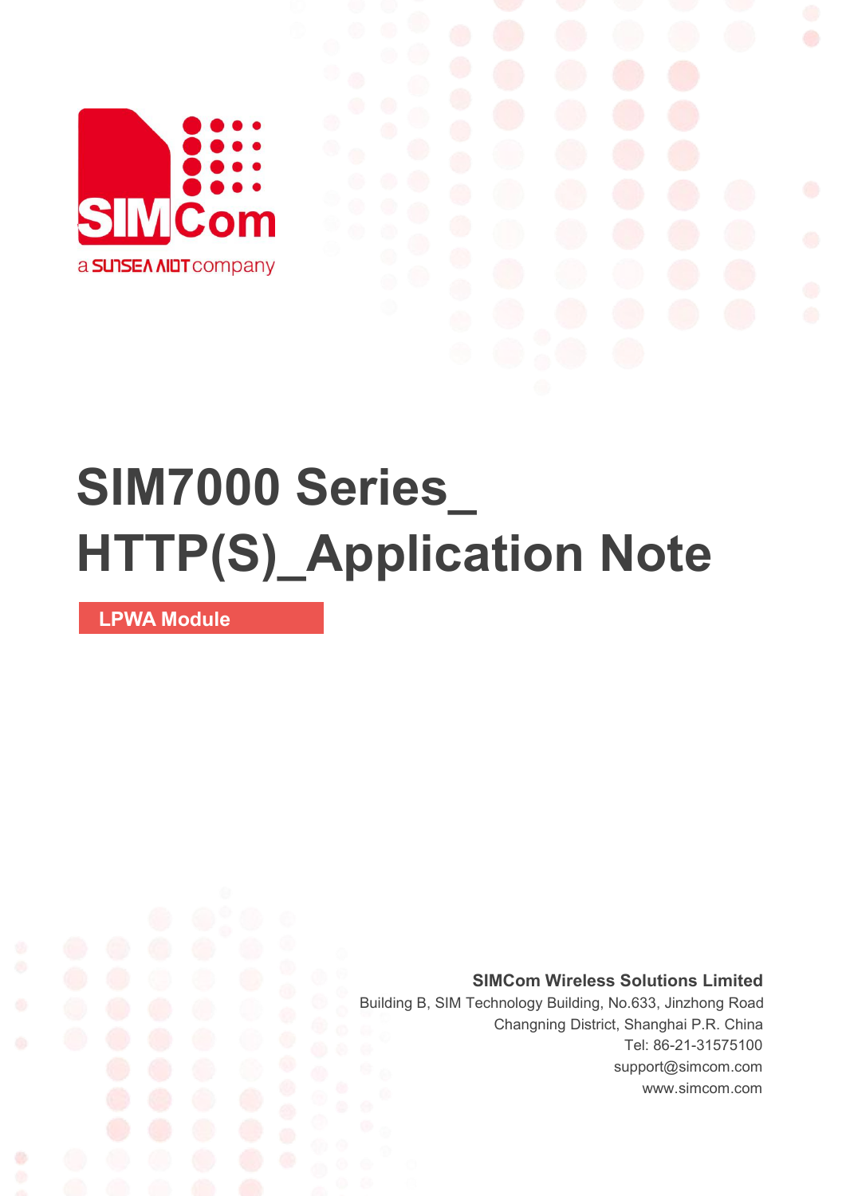SIMCom

a SUNSEA AIOT company

# SIM7000 Series_ HTTP(S)_Application Note

**LPWA Module**

**SIMCom Wireless Solutions Limited**

Building B, SIM Technology Building, No.633, Jinzhong Road
Changning District, Shanghai P.R. China
Tel: 86-21-31575100
support@simcom.com
www.simcom.com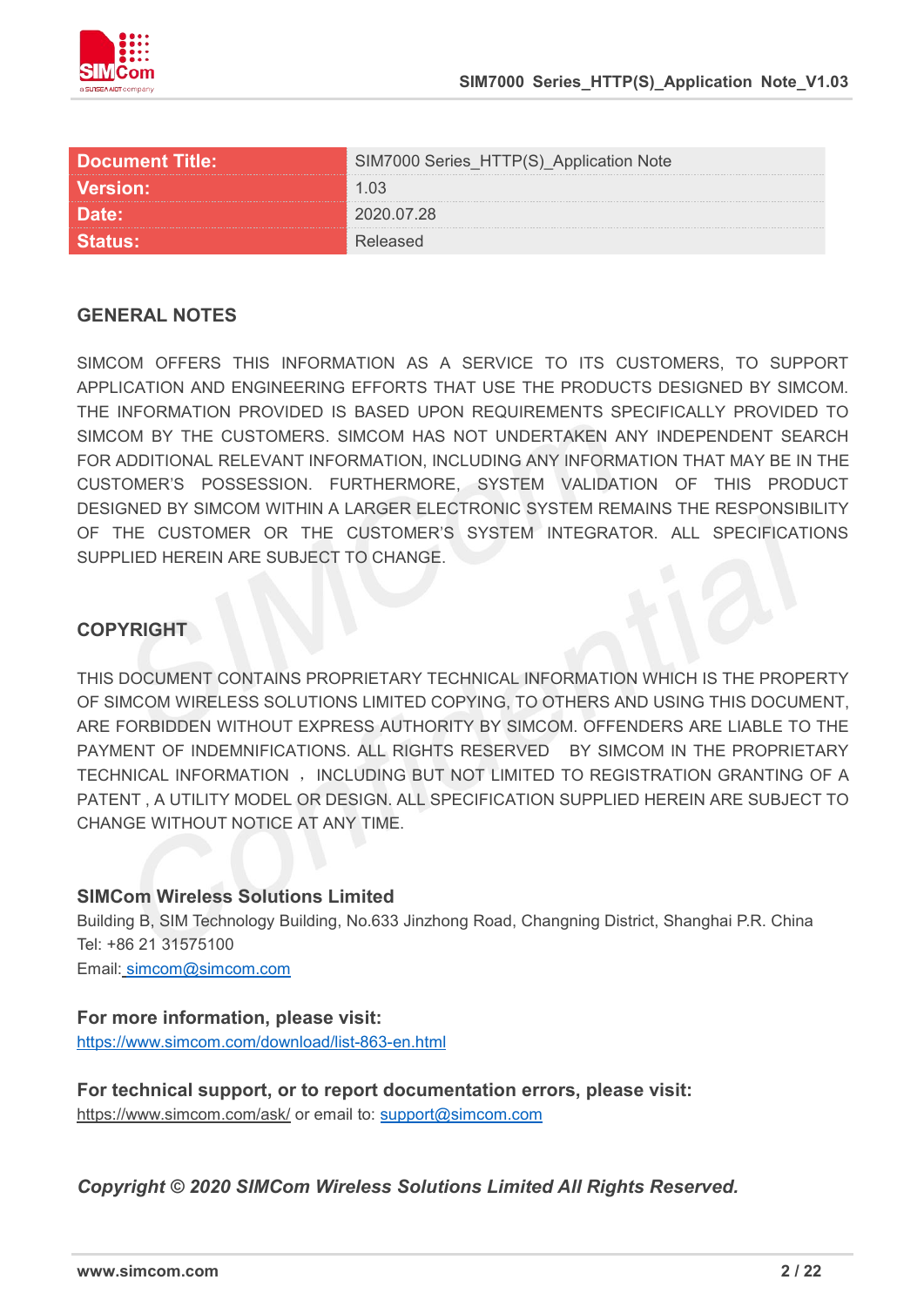| Document Title: | SIM7000 Series_HTTP(S)_Application Note |
| --- | --- |
| Version: | 1.03 |
| Date: | 2020.07.28 |
| Status: | Released |

## GENERAL NOTES

SIMCOM OFFERS THIS INFORMATION AS A SERVICE TO ITS CUSTOMERS, TO SUPPORT APPLICATION AND ENGINEERING EFFORTS THAT USE THE PRODUCTS DESIGNED BY SIMCOM. THE INFORMATION PROVIDED IS BASED UPON REQUIREMENTS SPECIFICALLY PROVIDED TO SIMCOM BY THE CUSTOMERS. SIMCOM HAS NOT UNDERTAKEN ANY INDEPENDENT SEARCH FOR ADDITIONAL RELEVANT INFORMATION, INCLUDING ANY INFORMATION THAT MAY BE IN THE CUSTOMER'S POSSESSION. FURTHERMORE, SYSTEM VALIDATION OF THIS PRODUCT DESIGNED BY SIMCOM WITHIN A LARGER ELECTRONIC SYSTEM REMAINS THE RESPONSIBILITY OF THE CUSTOMER OR THE CUSTOMER'S SYSTEM INTEGRATOR. ALL SPECIFICATIONS SUPPLIED HEREIN ARE SUBJECT TO CHANGE.

## COPYRIGHT

THIS DOCUMENT CONTAINS PROPRIETARY TECHNICAL INFORMATION WHICH IS THE PROPERTY OF SIMCOM WIRELESS SOLUTIONS LIMITED COPYING, TO OTHERS AND USING THIS DOCUMENT, ARE FORBIDDEN WITHOUT EXPRESS AUTHORITY BY SIMCOM. OFFENDERS ARE LIABLE TO THE PAYMENT OF INDEMNIFICATIONS. ALL RIGHTS RESERVED BY SIMCOM IN THE PROPRIETARY TECHNICAL INFORMATION ， INCLUDING BUT NOT LIMITED TO REGISTRATION GRANTING OF A PATENT , A UTILITY MODEL OR DESIGN. ALL SPECIFICATION SUPPLIED HEREIN ARE SUBJECT TO CHANGE WITHOUT NOTICE AT ANY TIME.

**SIMCom Wireless Solutions Limited**

Building B, SIM Technology Building, No.633 Jinzhong Road, Changning District, Shanghai P.R. China

Tel: +86 21 31575100

Email: simcom@simcom.com

**For more information, please visit:**

https://www.simcom.com/download/list-863-en.html

**For technical support, or to report documentation errors, please visit:**

https://www.simcom.com/ask/ or email to: support@simcom.com

***Copyright © 2020 SIMCom Wireless Solutions Limited All Rights Reserved.***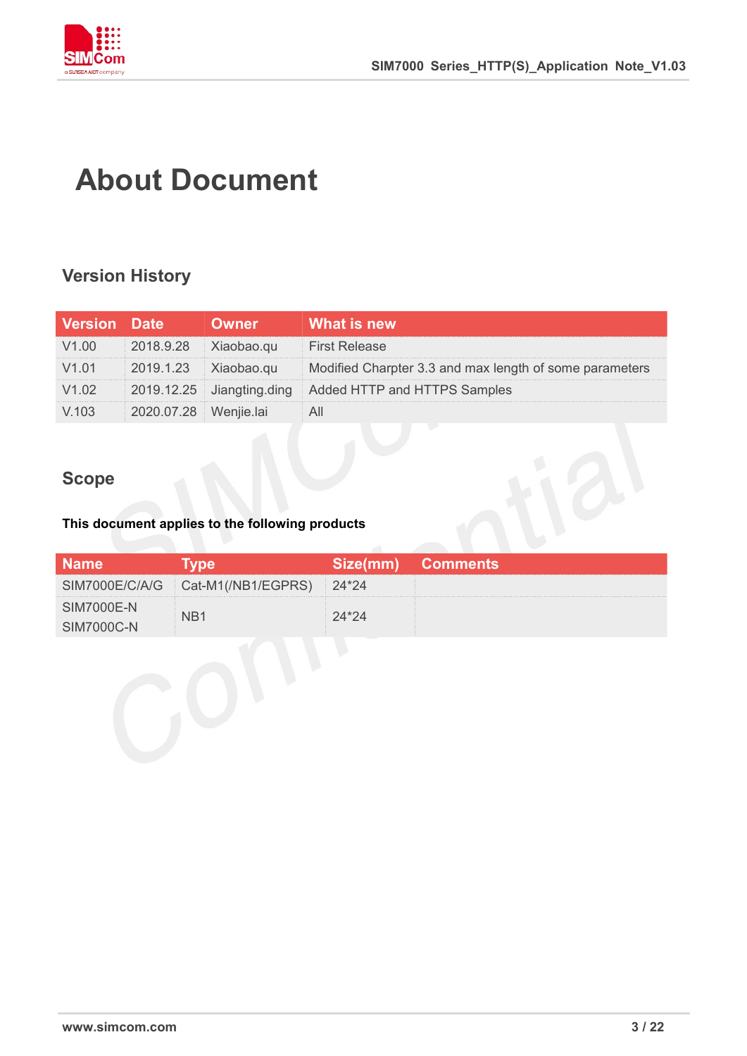# About Document

## Version History

| Version | Date | Owner | What is new |
|---|---|---|---|
| V1.00 | 2018.9.28 | Xiaobao.qu | First Release |
| V1.01 | 2019.1.23 | Xiaobao.qu | Modified Charpter 3.3 and max length of some parameters |
| V1.02 | 2019.12.25 | Jiangting.ding | Added HTTP and HTTPS Samples |
| V.103 | 2020.07.28 | Wenjie.lai | All |

## Scope

**This document applies to the following products**

| Name | Type | Size(mm) | Comments |
|---|---|---|---|
| SIM7000E/C/A/G | Cat-M1(/NB1/EGPRS) | 24*24 | |
| SIM7000E-N<br>SIM7000C-N | NB1 | 24*24 | |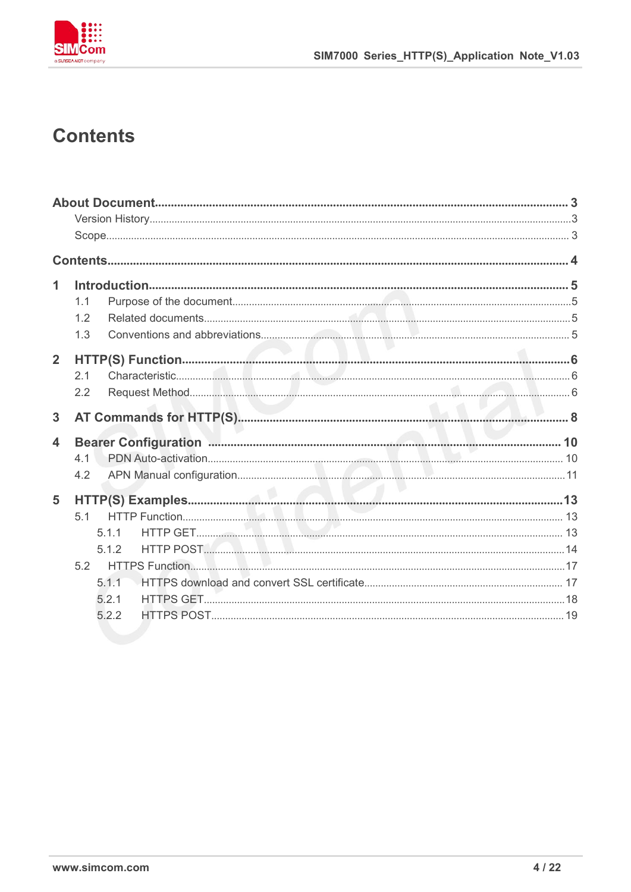# Contents

**About Document** ............................................................ **3**

Version History ............................................................ 3

Scope ............................................................ 3

**Contents** ............................................................ **4**

**1 Introduction** ............................................................ **5**

1.1 Purpose of the document ............................................................ 5

1.2 Related documents ............................................................ 5

1.3 Conventions and abbreviations ............................................................ 5

**2 HTTP(S) Function** ............................................................ **6**

2.1 Characteristic ............................................................ 6

2.2 Request Method ............................................................ 6

**3 AT Commands for HTTP(S)** ............................................................ **8**

**4 Bearer Configuration** ............................................................ **10**

4.1 PDN Auto-activation ............................................................ 10

4.2 APN Manual configuration ............................................................ 11

**5 HTTP(S) Examples** ............................................................ **13**

5.1 HTTP Function ............................................................ 13

5.1.1 HTTP GET ............................................................ 13

5.1.2 HTTP POST ............................................................ 14

5.2 HTTPS Function ............................................................ 17

5.1.1 HTTPS download and convert SSL certificate ............................................................ 17

5.2.1 HTTPS GET ............................................................ 18

5.2.2 HTTPS POST ............................................................ 19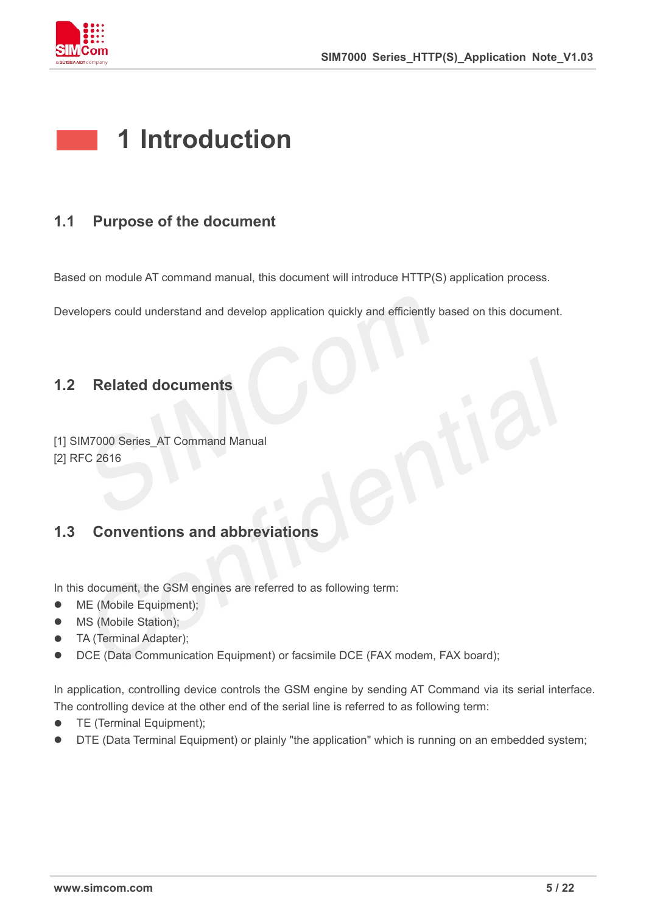# 1 Introduction

## 1.1 Purpose of the document

Based on module AT command manual, this document will introduce HTTP(S) application process.

Developers could understand and develop application quickly and efficiently based on this document.

## 1.2 Related documents

[1] SIM7000 Series_AT Command Manual
[2] RFC 2616

## 1.3 Conventions and abbreviations

In this document, the GSM engines are referred to as following term:

- ME (Mobile Equipment);
- MS (Mobile Station);
- TA (Terminal Adapter);
- DCE (Data Communication Equipment) or facsimile DCE (FAX modem, FAX board);

In application, controlling device controls the GSM engine by sending AT Command via its serial interface. The controlling device at the other end of the serial line is referred to as following term:

- TE (Terminal Equipment);
- DTE (Data Terminal Equipment) or plainly "the application" which is running on an embedded system;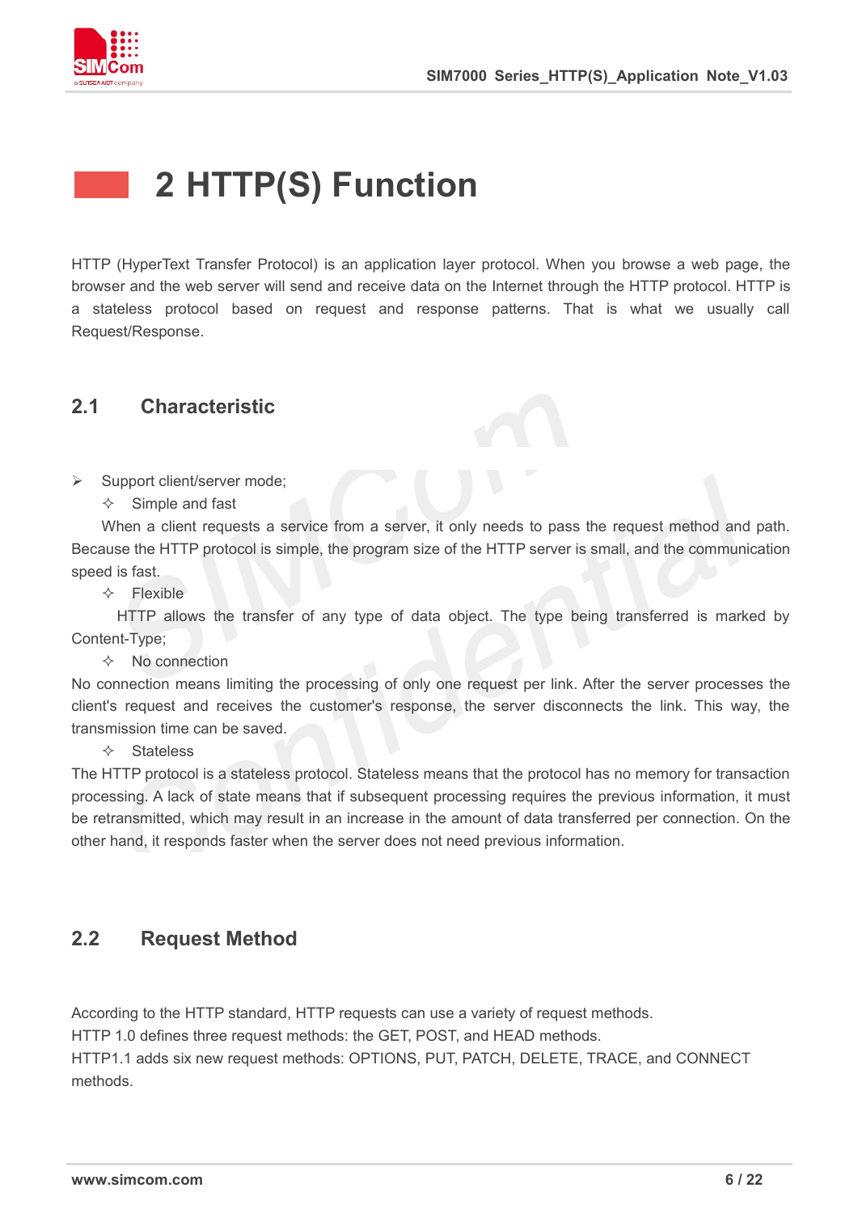# 2 HTTP(S) Function

HTTP (HyperText Transfer Protocol) is an application layer protocol. When you browse a web page, the browser and the web server will send and receive data on the Internet through the HTTP protocol. HTTP is a stateless protocol based on request and response patterns. That is what we usually call Request/Response.

## 2.1 Characteristic

- Support client/server mode;
  - ✧ Simple and fast

When a client requests a service from a server, it only needs to pass the request method and path. Because the HTTP protocol is simple, the program size of the HTTP server is small, and the communication speed is fast.

  - ✧ Flexible

HTTP allows the transfer of any type of data object. The type being transferred is marked by Content-Type;

  - ✧ No connection

No connection means limiting the processing of only one request per link. After the server processes the client's request and receives the customer's response, the server disconnects the link. This way, the transmission time can be saved.

  - ✧ Stateless

The HTTP protocol is a stateless protocol. Stateless means that the protocol has no memory for transaction processing. A lack of state means that if subsequent processing requires the previous information, it must be retransmitted, which may result in an increase in the amount of data transferred per connection. On the other hand, it responds faster when the server does not need previous information.

## 2.2 Request Method

According to the HTTP standard, HTTP requests can use a variety of request methods.
HTTP 1.0 defines three request methods: the GET, POST, and HEAD methods.
HTTP1.1 adds six new request methods: OPTIONS, PUT, PATCH, DELETE, TRACE, and CONNECT methods.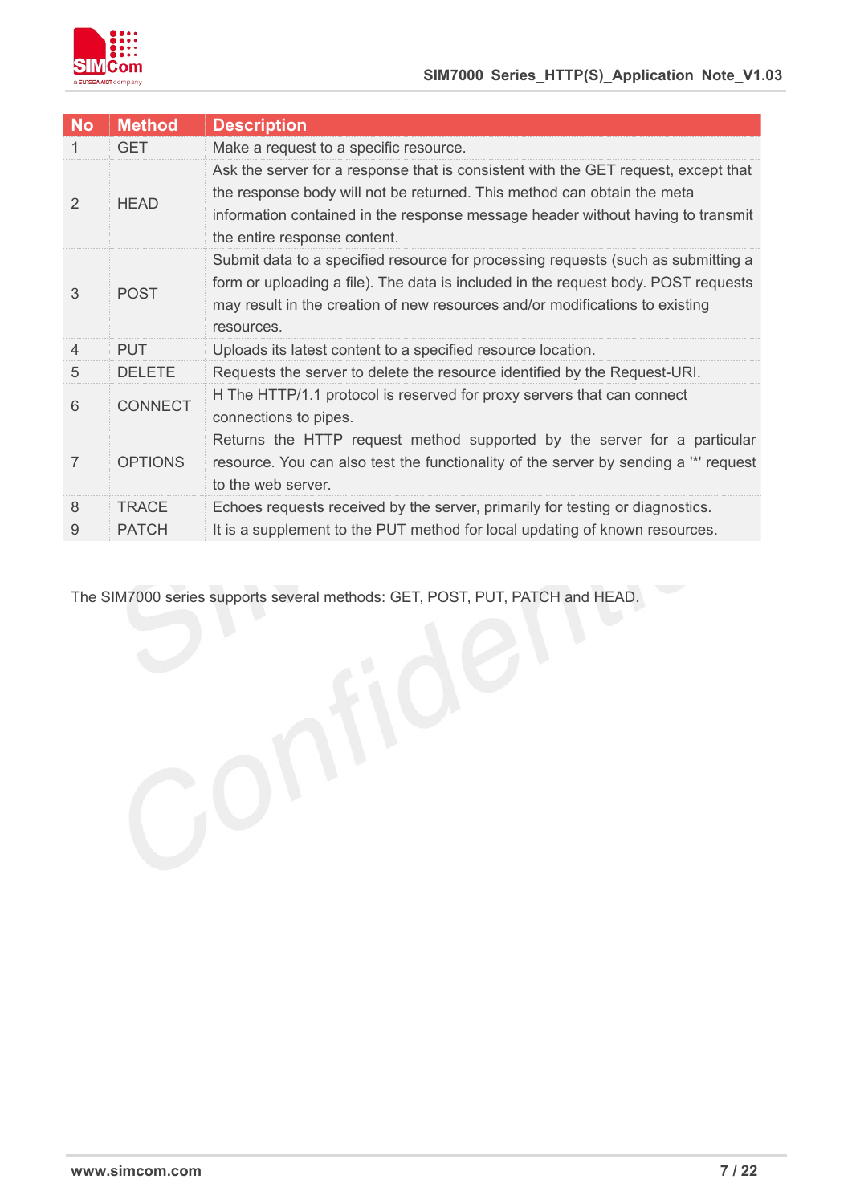| No | Method | Description |
|---|---|---|
| 1 | GET | Make a request to a specific resource. |
| 2 | HEAD | Ask the server for a response that is consistent with the GET request, except that the response body will not be returned. This method can obtain the meta information contained in the response message header without having to transmit the entire response content. |
| 3 | POST | Submit data to a specified resource for processing requests (such as submitting a form or uploading a file). The data is included in the request body. POST requests may result in the creation of new resources and/or modifications to existing resources. |
| 4 | PUT | Uploads its latest content to a specified resource location. |
| 5 | DELETE | Requests the server to delete the resource identified by the Request-URI. |
| 6 | CONNECT | H The HTTP/1.1 protocol is reserved for proxy servers that can connect connections to pipes. |
| 7 | OPTIONS | Returns the HTTP request method supported by the server for a particular resource. You can also test the functionality of the server by sending a '*' request to the web server. |
| 8 | TRACE | Echoes requests received by the server, primarily for testing or diagnostics. |
| 9 | PATCH | It is a supplement to the PUT method for local updating of known resources. |

The SIM7000 series supports several methods: GET, POST, PUT, PATCH and HEAD.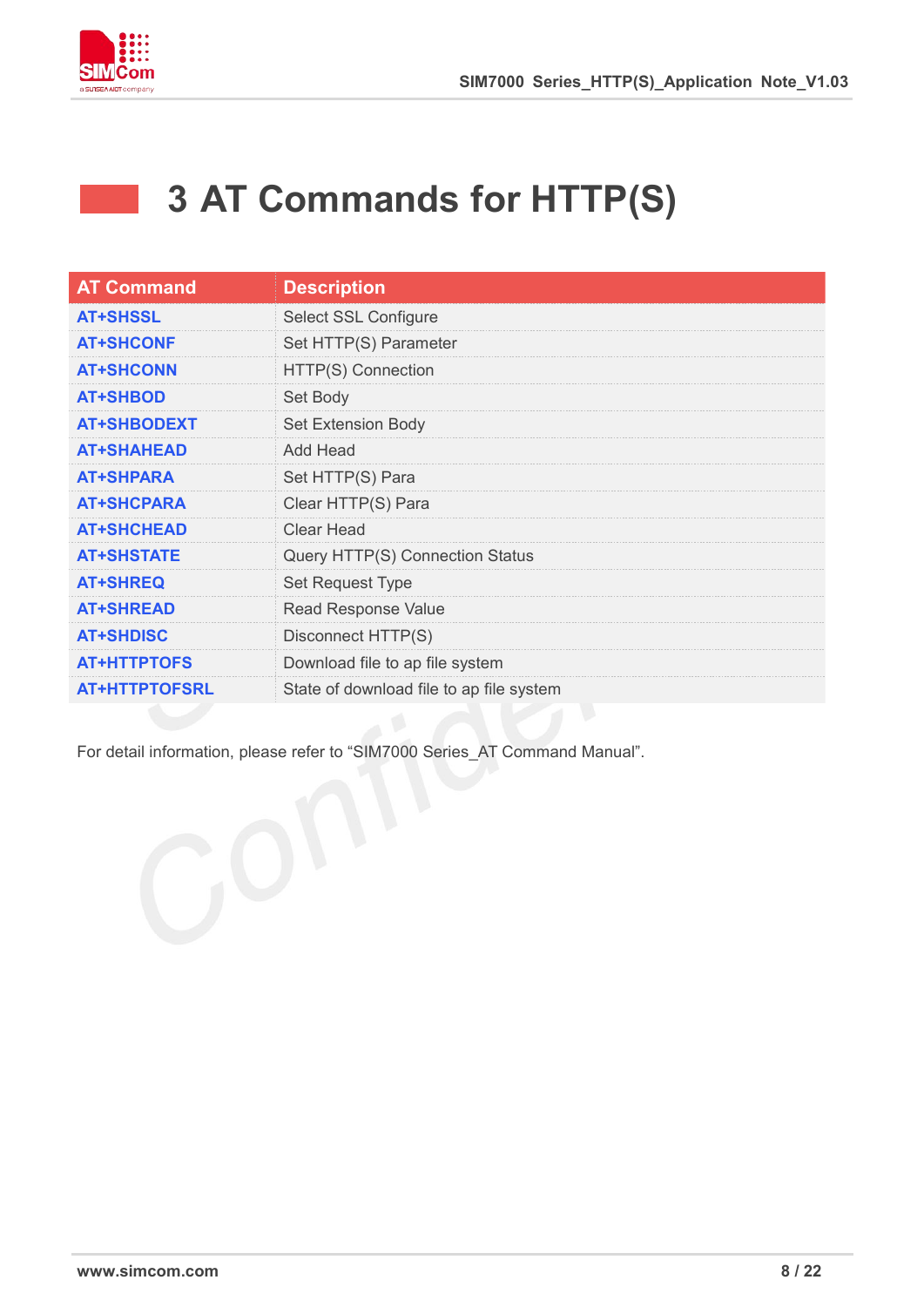# 3 AT Commands for HTTP(S)

| AT Command | Description |
|---|---|
| AT+SHSSL | Select SSL Configure |
| AT+SHCONF | Set HTTP(S) Parameter |
| AT+SHCONN | HTTP(S) Connection |
| AT+SHBOD | Set Body |
| AT+SHBODEXT | Set Extension Body |
| AT+SHAHEAD | Add Head |
| AT+SHPARA | Set HTTP(S) Para |
| AT+SHCPARA | Clear HTTP(S) Para |
| AT+SHCHEAD | Clear Head |
| AT+SHSTATE | Query HTTP(S) Connection Status |
| AT+SHREQ | Set Request Type |
| AT+SHREAD | Read Response Value |
| AT+SHDISC | Disconnect HTTP(S) |
| AT+HTTPTOFS | Download file to ap file system |
| AT+HTTPTOFSRL | State of download file to ap file system |

For detail information, please refer to “SIM7000 Series_AT Command Manual”.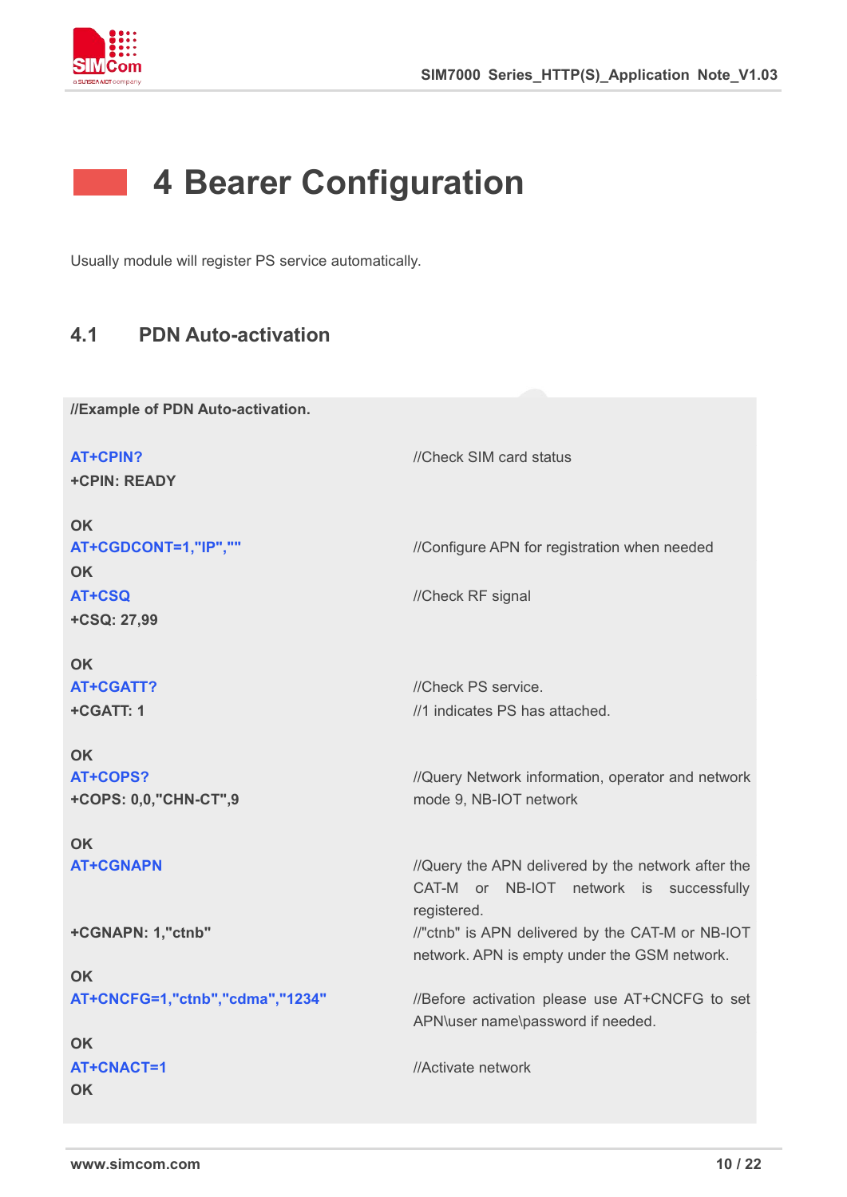# 4 Bearer Configuration

Usually module will register PS service automatically.

## 4.1 PDN Auto-activation

```
//Example of PDN Auto-activation.

AT+CPIN?                                //Check SIM card status
+CPIN: READY

OK
AT+CGDCONT=1,"IP",""                    //Configure APN for registration when needed
OK
AT+CSQ                                  //Check RF signal
+CSQ: 27,99

OK
AT+CGATT?                               //Check PS service.
+CGATT: 1                               //1 indicates PS has attached.

OK
AT+COPS?                                //Query Network information, operator and network
+COPS: 0,0,"CHN-CT",9                   mode 9, NB-IOT network

OK
AT+CGNAPN                               //Query the APN delivered by the network after the
                                        CAT-M or NB-IOT network is successfully
                                        registered.
+CGNAPN: 1,"ctnb"                       //"ctnb" is APN delivered by the CAT-M or NB-IOT
                                        network. APN is empty under the GSM network.

OK
AT+CNCFG=1,"ctnb","cdma","1234"         //Before activation please use AT+CNCFG to set
                                        APN\user name\password if needed.

OK
AT+CNACT=1                              //Activate network
OK
```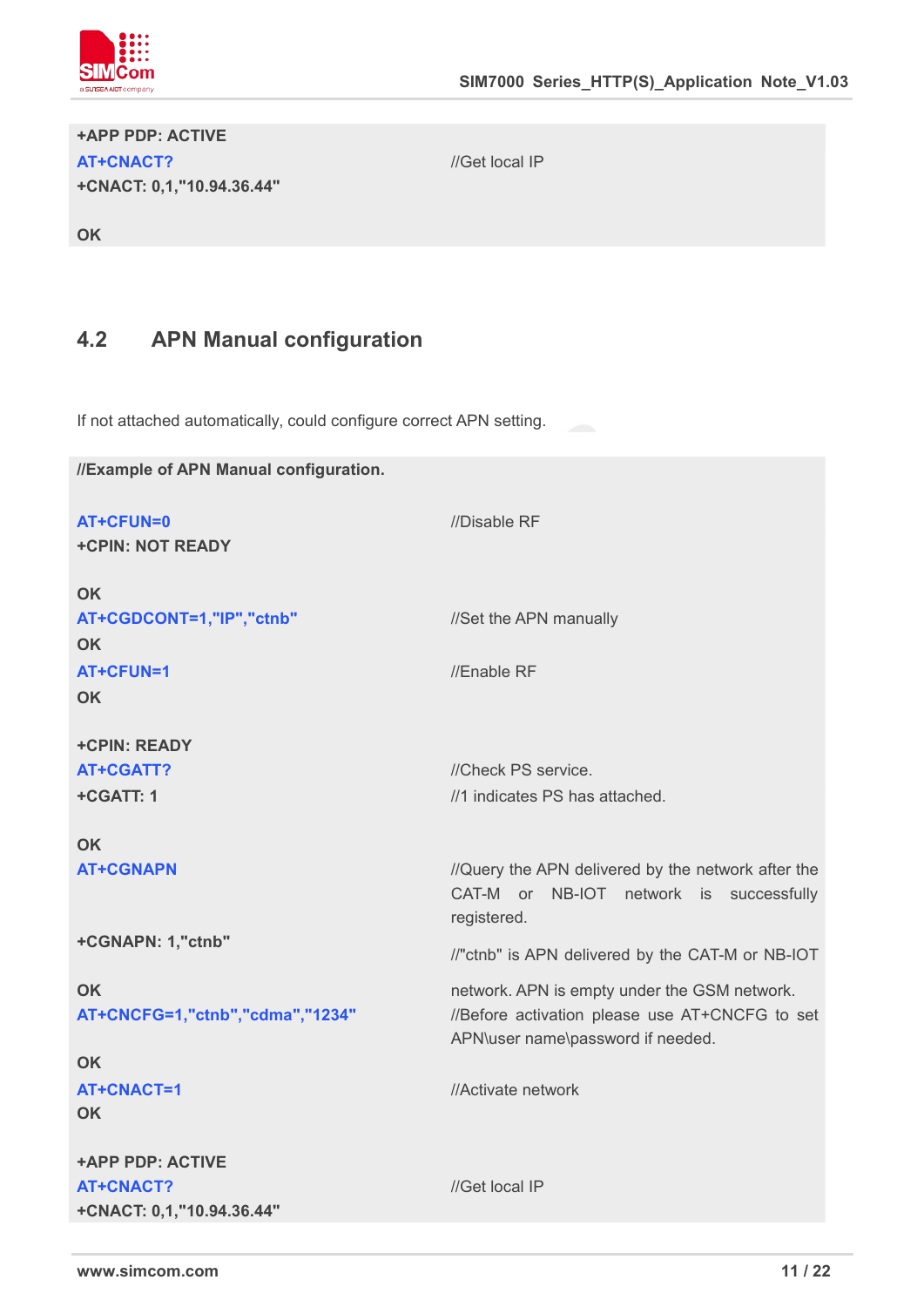| | |
|---|---|
| **+APP PDP: ACTIVE** | |
| **AT+CNACT?** | //Get local IP |
| **+CNACT: 0,1,"10.94.36.44"** | |
| | |
| **OK** | |

## 4.2 APN Manual configuration

If not attached automatically, could configure correct APN setting.

| **//Example of APN Manual configuration.** | |
|---|---|
| **AT+CFUN=0** | //Disable RF |
| **+CPIN: NOT READY** | |
| | |
| **OK** | |
| **AT+CGDCONT=1,"IP","ctnb"** | //Set the APN manually |
| **OK** | |
| **AT+CFUN=1** | //Enable RF |
| **OK** | |
| | |
| **+CPIN: READY** | |
| **AT+CGATT?** | //Check PS service. |
| **+CGATT: 1** | //1 indicates PS has attached. |
| | |
| **OK** | |
| **AT+CGNAPN** | //Query the APN delivered by the network after the CAT-M or NB-IOT network is successfully registered. |
| **+CGNAPN: 1,"ctnb"** | //"ctnb" is APN delivered by the CAT-M or NB-IOT |
| | |
| **OK** | network. APN is empty under the GSM network. |
| **AT+CNCFG=1,"ctnb","cdma","1234"** | //Before activation please use AT+CNCFG to set APN\user name\password if needed. |
| | |
| **OK** | |
| **AT+CNACT=1** | //Activate network |
| **OK** | |
| | |
| **+APP PDP: ACTIVE** | |
| **AT+CNACT?** | //Get local IP |
| **+CNACT: 0,1,"10.94.36.44"** | |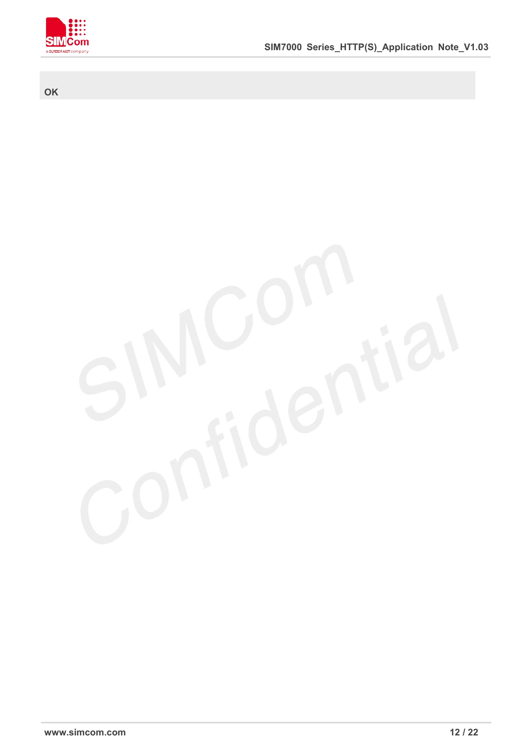```
OK
```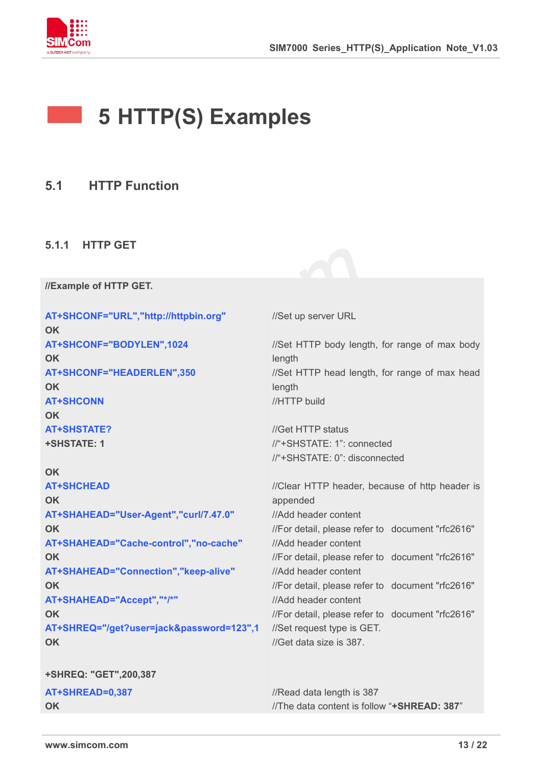# 5 HTTP(S) Examples

## 5.1 HTTP Function

### 5.1.1 HTTP GET

| **//Example of HTTP GET.** | |
|---|---|
| AT+SHCONF="URL","http://httpbin.org"<br>OK | //Set up server URL |
| AT+SHCONF="BODYLEN",1024<br>OK | //Set HTTP body length, for range of max body length |
| AT+SHCONF="HEADERLEN",350<br>OK | //Set HTTP head length, for range of max head length |
| AT+SHCONN<br>OK | //HTTP build |
| AT+SHSTATE?<br>+SHSTATE: 1<br><br>OK | //Get HTTP status<br>//"+SHSTATE: 1": connected<br>//"+SHSTATE: 0": disconnected |
| AT+SHCHEAD<br>OK | //Clear HTTP header, because of http header is appended |
| AT+SHAHEAD="User-Agent","curl/7.47.0"<br>OK | //Add header content<br>//For detail, please refer to document "rfc2616" |
| AT+SHAHEAD="Cache-control","no-cache"<br>OK | //Add header content<br>//For detail, please refer to document "rfc2616" |
| AT+SHAHEAD="Connection","keep-alive"<br>OK | //Add header content<br>//For detail, please refer to document "rfc2616" |
| AT+SHAHEAD="Accept","*/*"<br>OK | //Add header content<br>//For detail, please refer to document "rfc2616" |
| AT+SHREQ="/get?user=jack&password=123",1<br>OK<br><br>+SHREQ: "GET",200,387 | //Set request type is GET.<br>//Get data size is 387. |
| AT+SHREAD=0,387<br>OK | //Read data length is 387<br>//The data content is follow "**+SHREAD: 387**" |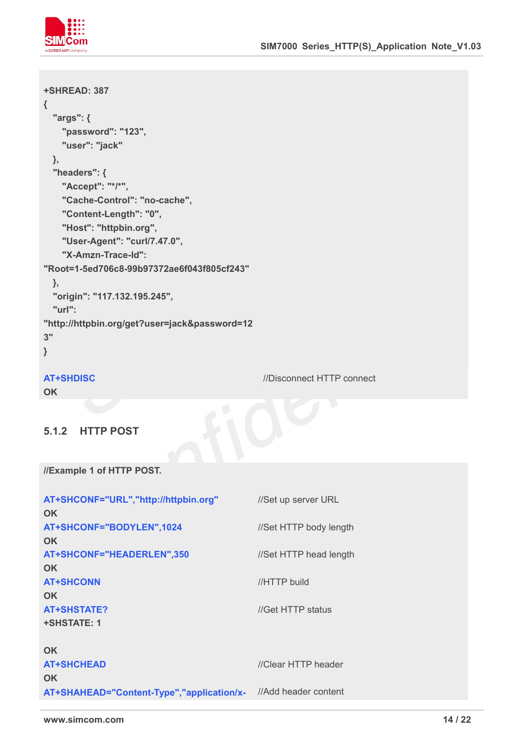```
+SHREAD: 387
{
  "args": {
    "password": "123",
    "user": "jack"
  },
  "headers": {
    "Accept": "*/*",
    "Cache-Control": "no-cache",
    "Content-Length": "0",
    "Host": "httpbin.org",
    "User-Agent": "curl/7.47.0",
    "X-Amzn-Trace-Id":
"Root=1-5ed706c8-99b97372ae6f043f805cf243"
  },
  "origin": "117.132.195.245",
  "url":
"http://httpbin.org/get?user=jack&password=12
3"
}

AT+SHDISC                                      //Disconnect HTTP connect
OK
```

### 5.1.2 HTTP POST

```
//Example 1 of HTTP POST.

AT+SHCONF="URL","http://httpbin.org"           //Set up server URL
OK
AT+SHCONF="BODYLEN",1024                       //Set HTTP body length
OK
AT+SHCONF="HEADERLEN",350                      //Set HTTP head length
OK
AT+SHCONN                                      //HTTP build
OK
AT+SHSTATE?                                    //Get HTTP status
+SHSTATE: 1

OK
AT+SHCHEAD                                     //Clear HTTP header
OK
AT+SHAHEAD="Content-Type","application/x-      //Add header content
```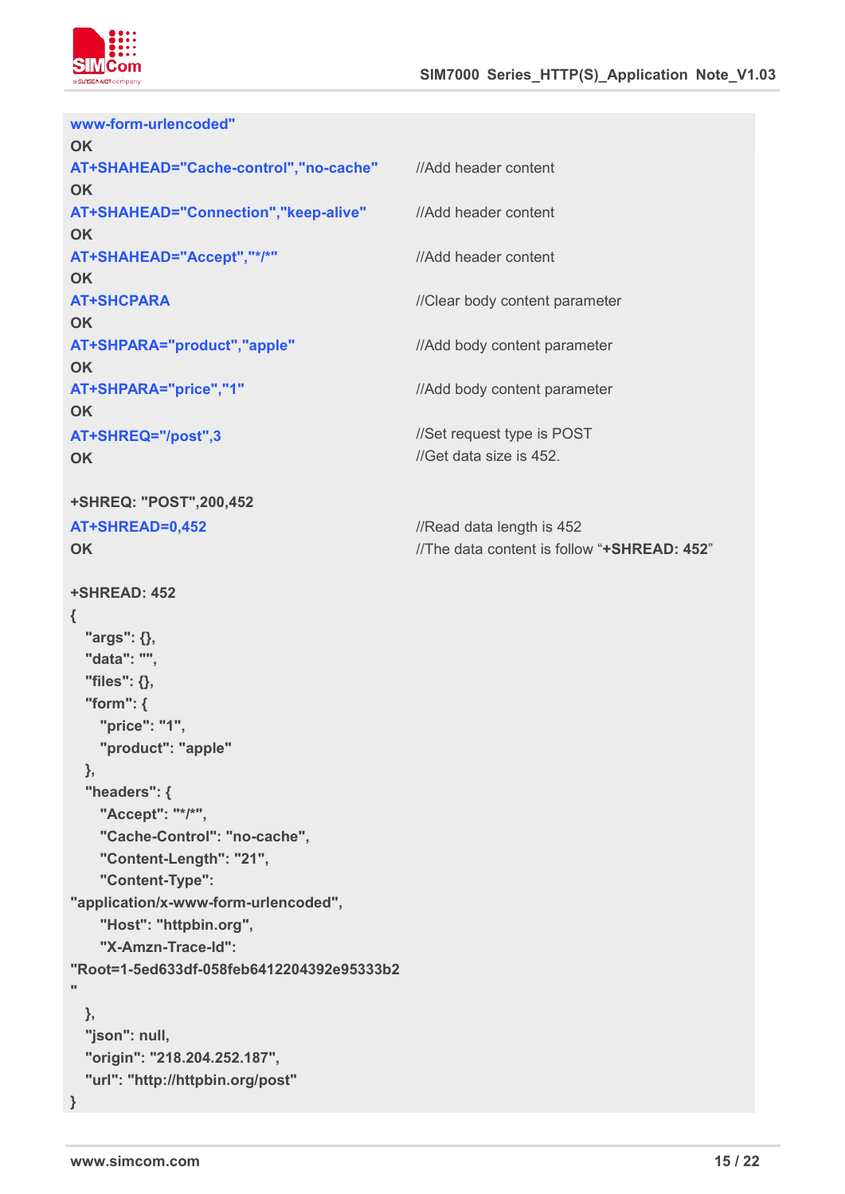```
www-form-urlencoded"
OK
AT+SHAHEAD="Cache-control","no-cache"         //Add header content
OK
AT+SHAHEAD="Connection","keep-alive"          //Add header content
OK
AT+SHAHEAD="Accept","*/*"                     //Add header content
OK
AT+SHCPARA                                    //Clear body content parameter
OK
AT+SHPARA="product","apple"                   //Add body content parameter
OK
AT+SHPARA="price","1"                         //Add body content parameter
OK
AT+SHREQ="/post",3                            //Set request type is POST
OK                                            //Get data size is 452.

+SHREQ: "POST",200,452
AT+SHREAD=0,452                               //Read data length is 452
OK                                            //The data content is follow "+SHREAD: 452"

+SHREAD: 452
{
  "args": {},
  "data": "",
  "files": {},
  "form": {
    "price": "1",
    "product": "apple"
  },
  "headers": {
    "Accept": "*/*",
    "Cache-Control": "no-cache",
    "Content-Length": "21",
    "Content-Type":
"application/x-www-form-urlencoded",
    "Host": "httpbin.org",
    "X-Amzn-Trace-Id":
"Root=1-5ed633df-058feb6412204392e95333b2
"
  },
  "json": null,
  "origin": "218.204.252.187",
  "url": "http://httpbin.org/post"
}
```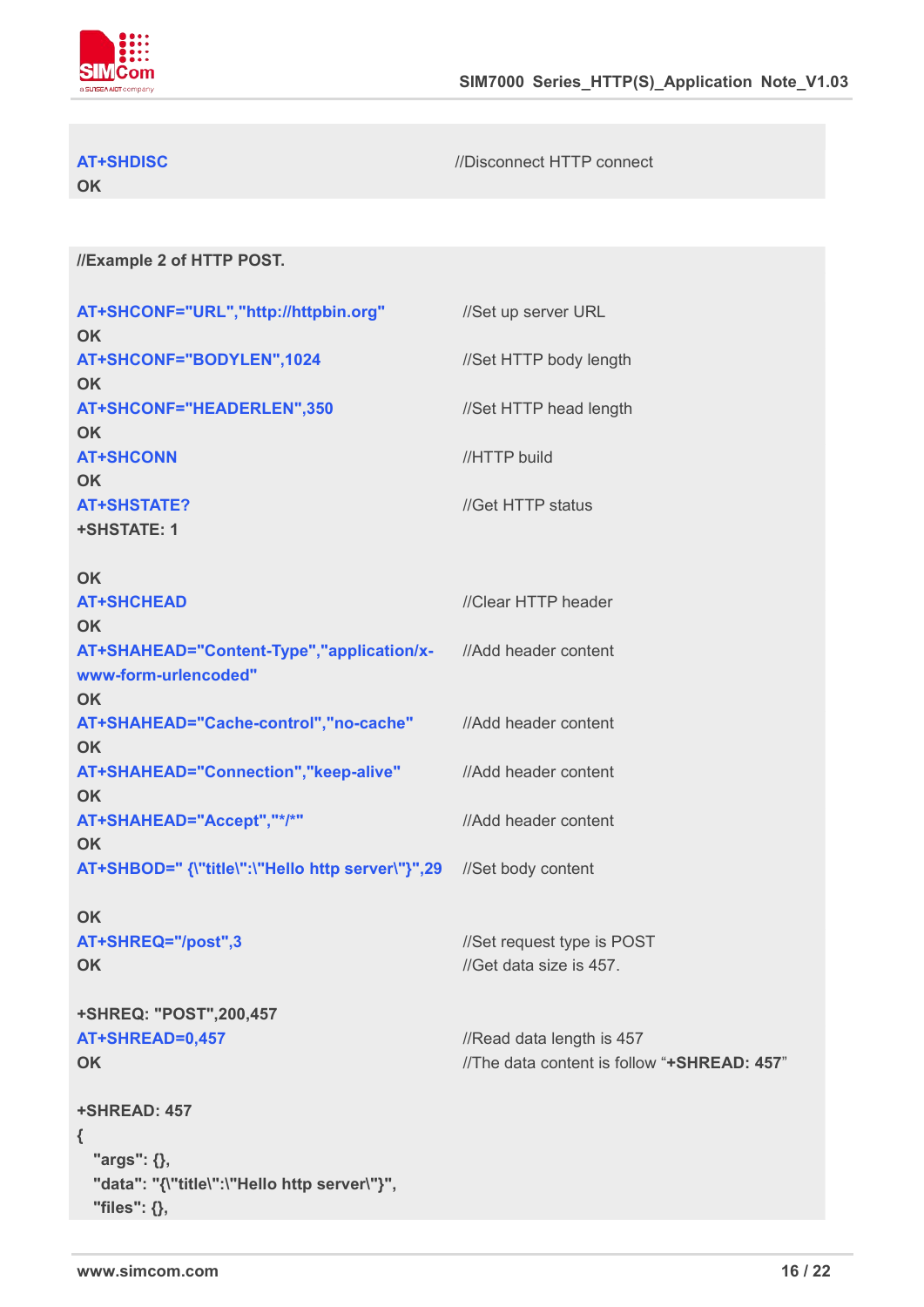```
AT+SHDISC                                    //Disconnect HTTP connect
OK
```

```
//Example 2 of HTTP POST.

AT+SHCONF="URL","http://httpbin.org"         //Set up server URL
OK
AT+SHCONF="BODYLEN",1024                     //Set HTTP body length
OK
AT+SHCONF="HEADERLEN",350                    //Set HTTP head length
OK
AT+SHCONN                                    //HTTP build
OK
AT+SHSTATE?                                  //Get HTTP status
+SHSTATE: 1

OK
AT+SHCHEAD                                   //Clear HTTP header
OK
AT+SHAHEAD="Content-Type","application/x-    //Add header content
www-form-urlencoded"
OK
AT+SHAHEAD="Cache-control","no-cache"        //Add header content
OK
AT+SHAHEAD="Connection","keep-alive"         //Add header content
OK
AT+SHAHEAD="Accept","*/*"                    //Add header content
OK
AT+SHBOD=" {\"title\":\"Hello http server\"}",29   //Set body content

OK
AT+SHREQ="/post",3                           //Set request type is POST
OK                                           //Get data size is 457.

+SHREQ: "POST",200,457
AT+SHREAD=0,457                              //Read data length is 457
OK                                           //The data content is follow "+SHREAD: 457"

+SHREAD: 457
{
  "args": {},
  "data": "{\"title\":\"Hello http server\"}",
  "files": {},
```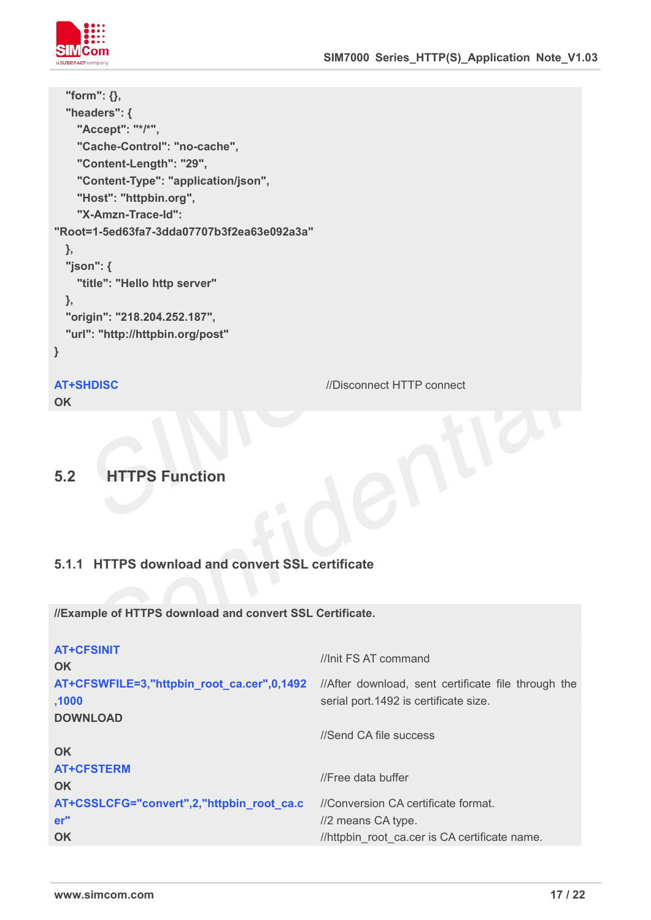```
    "form": {},
    "headers": {
      "Accept": "*/*",
      "Cache-Control": "no-cache",
      "Content-Length": "29",
      "Content-Type": "application/json",
      "Host": "httpbin.org",
      "X-Amzn-Trace-Id":
"Root=1-5ed63fa7-3dda07707b3f2ea63e092a3a"
    },
    "json": {
      "title": "Hello http server"
    },
    "origin": "218.204.252.187",
    "url": "http://httpbin.org/post"
}

AT+SHDISC                                   //Disconnect HTTP connect
OK
```

## 5.2 HTTPS Function

### 5.1.1 HTTPS download and convert SSL certificate

```
//Example of HTTPS download and convert SSL Certificate.

AT+CFSINIT                                  //Init FS AT command
OK
AT+CFSWFILE=3,"httpbin_root_ca.cer",0,1492  //After download, sent certificate file through the
,1000                                       serial port.1492 is certificate size.
DOWNLOAD
                                            //Send CA file success
OK
AT+CFSTERM                                  //Free data buffer
OK
AT+CSSLCFG="convert",2,"httpbin_root_ca.c   //Conversion CA certificate format.
er"                                         //2 means CA type.
OK                                          //httpbin_root_ca.cer is CA certificate name.
```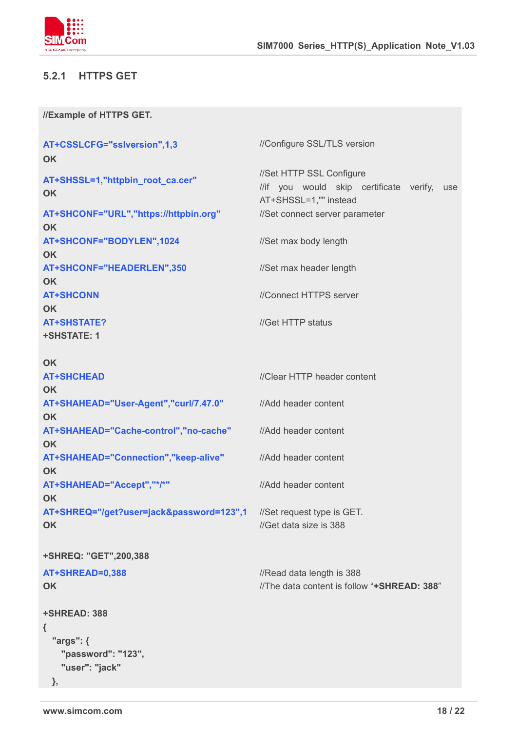### 5.2.1 HTTPS GET

| //Example of HTTPS GET. | |
|---|---|
| AT+CSSLCFG="sslversion",1,3<br>OK | //Configure SSL/TLS version |
| AT+SHSSL=1,"httpbin_root_ca.cer"<br>OK | //Set HTTP SSL Configure<br>//if you would skip certificate verify, use AT+SHSSL=1,"" instead |
| AT+SHCONF="URL","https://httpbin.org"<br>OK | //Set connect server parameter |
| AT+SHCONF="BODYLEN",1024<br>OK | //Set max body length |
| AT+SHCONF="HEADERLEN",350<br>OK | //Set max header length |
| AT+SHCONN<br>OK | //Connect HTTPS server |
| AT+SHSTATE?<br>+SHSTATE: 1<br><br>OK | //Get HTTP status |
| AT+SHCHEAD<br>OK | //Clear HTTP header content |
| AT+SHAHEAD="User-Agent","curl/7.47.0"<br>OK | //Add header content |
| AT+SHAHEAD="Cache-control","no-cache"<br>OK | //Add header content |
| AT+SHAHEAD="Connection","keep-alive"<br>OK | //Add header content |
| AT+SHAHEAD="Accept","*/*"<br>OK | //Add header content |
| AT+SHREQ="/get?user=jack&password=123",1<br>OK<br><br>+SHREQ: "GET",200,388 | //Set request type is GET.<br>//Get data size is 388 |
| AT+SHREAD=0,388<br>OK | //Read data length is 388<br>//The data content is follow "**+SHREAD: 388**" |

```
+SHREAD: 388
{
  "args": {
    "password": "123",
    "user": "jack"
  },
```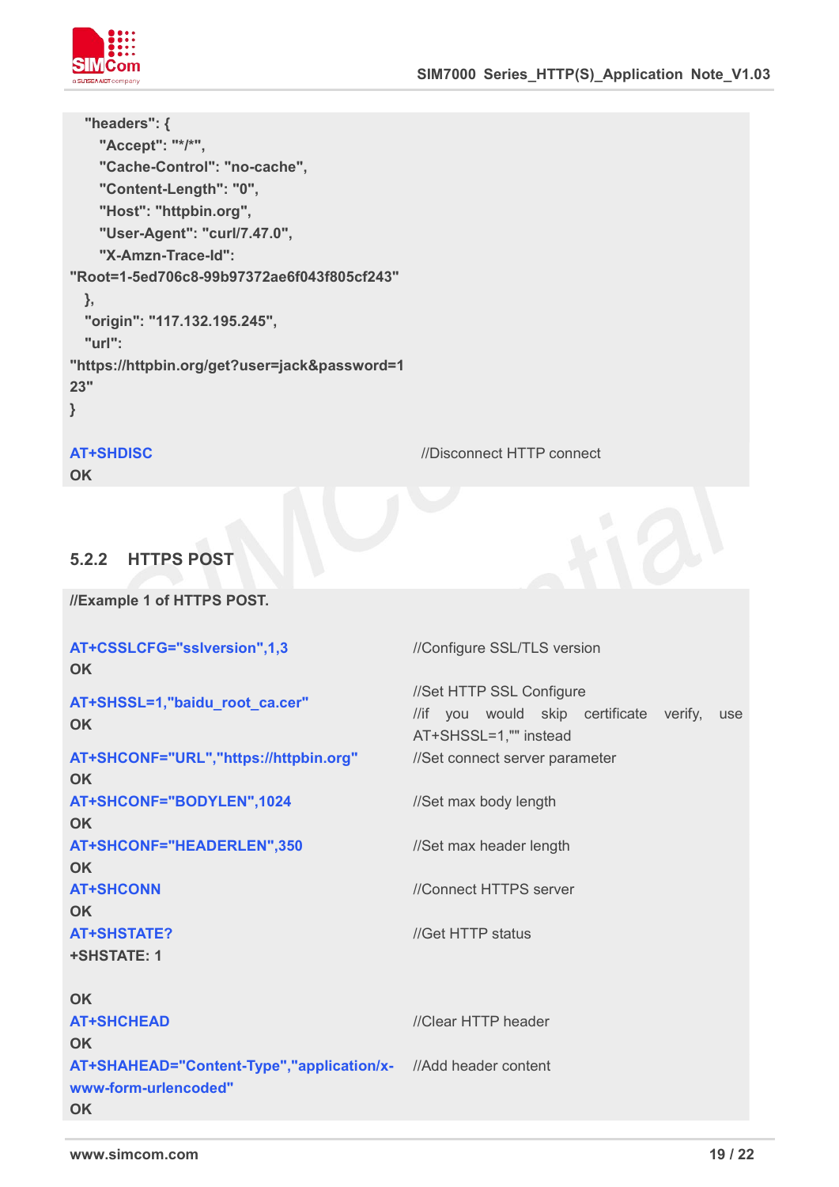```
  "headers": {
    "Accept": "*/*",
    "Cache-Control": "no-cache",
    "Content-Length": "0",
    "Host": "httpbin.org",
    "User-Agent": "curl/7.47.0",
    "X-Amzn-Trace-Id":
"Root=1-5ed706c8-99b97372ae6f043f805cf243"
  },
  "origin": "117.132.195.245",
  "url":
"https://httpbin.org/get?user=jack&password=1
23"
}

AT+SHDISC                                   //Disconnect HTTP connect
OK
```

### 5.2.2 HTTPS POST

```
//Example 1 of HTTPS POST.

AT+CSSLCFG="sslversion",1,3                 //Configure SSL/TLS version
OK
AT+SHSSL=1,"baidu_root_ca.cer"              //Set HTTP SSL Configure
OK                                          //if you would skip certificate verify, use
                                            AT+SHSSL=1,"" instead
AT+SHCONF="URL","https://httpbin.org"       //Set connect server parameter
OK
AT+SHCONF="BODYLEN",1024                    //Set max body length
OK
AT+SHCONF="HEADERLEN",350                   //Set max header length
OK
AT+SHCONN                                   //Connect HTTPS server
OK
AT+SHSTATE?                                 //Get HTTP status
+SHSTATE: 1

OK
AT+SHCHEAD                                  //Clear HTTP header
OK
AT+SHAHEAD="Content-Type","application/x-   //Add header content
www-form-urlencoded"
OK
```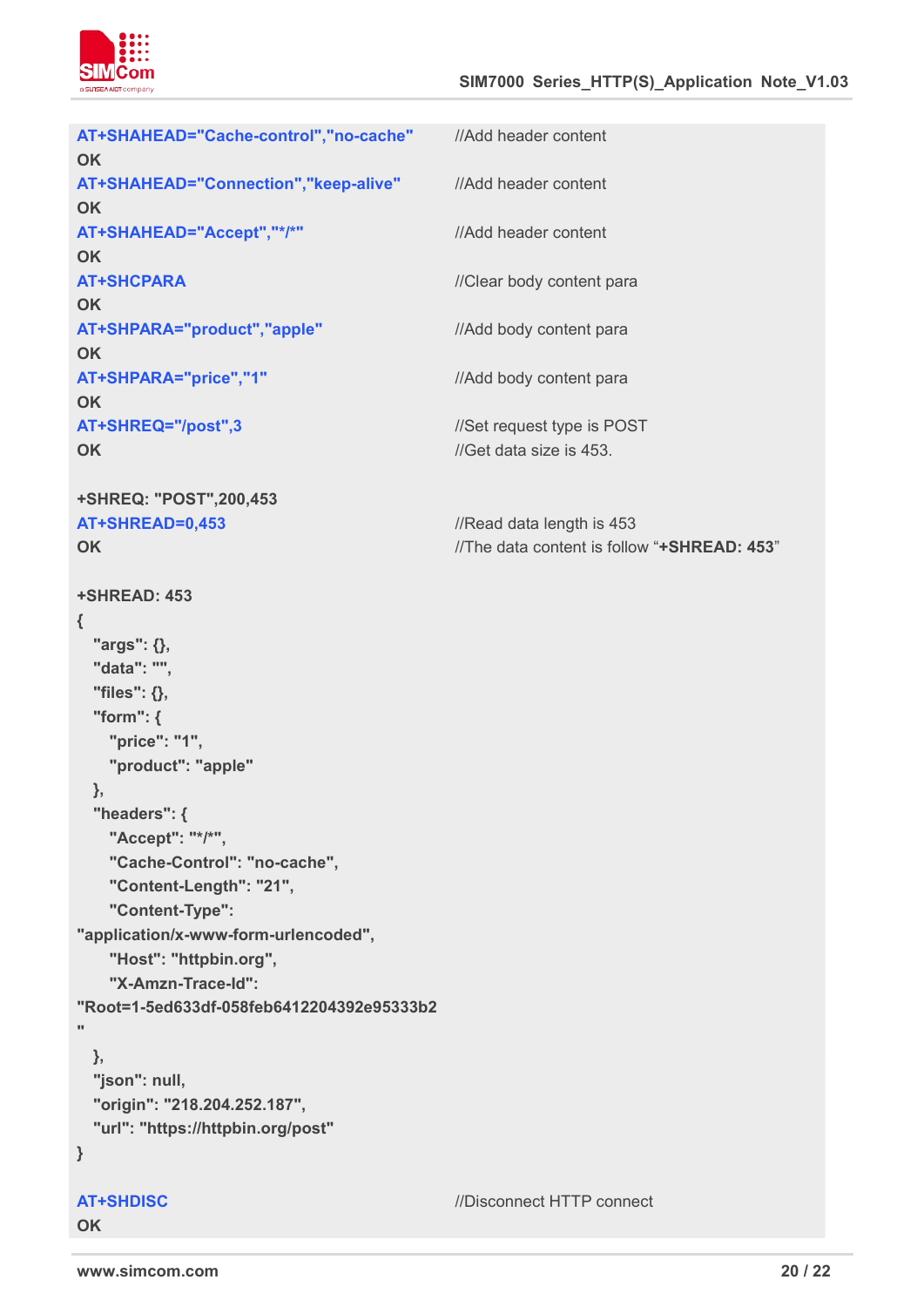```
AT+SHAHEAD="Cache-control","no-cache"        //Add header content
OK
AT+SHAHEAD="Connection","keep-alive"         //Add header content
OK
AT+SHAHEAD="Accept","*/*"                    //Add header content
OK
AT+SHCPARA                                   //Clear body content para
OK
AT+SHPARA="product","apple"                  //Add body content para
OK
AT+SHPARA="price","1"                        //Add body content para
OK
AT+SHREQ="/post",3                           //Set request type is POST
OK                                           //Get data size is 453.

+SHREQ: "POST",200,453
AT+SHREAD=0,453                              //Read data length is 453
OK                                           //The data content is follow "+SHREAD: 453"

+SHREAD: 453
{
  "args": {},
  "data": "",
  "files": {},
  "form": {
    "price": "1",
    "product": "apple"
  },
  "headers": {
    "Accept": "*/*",
    "Cache-Control": "no-cache",
    "Content-Length": "21",
    "Content-Type":
"application/x-www-form-urlencoded",
    "Host": "httpbin.org",
    "X-Amzn-Trace-Id":
"Root=1-5ed633df-058feb6412204392e95333b2
"
  },
  "json": null,
  "origin": "218.204.252.187",
  "url": "https://httpbin.org/post"
}

AT+SHDISC                                    //Disconnect HTTP connect
OK
```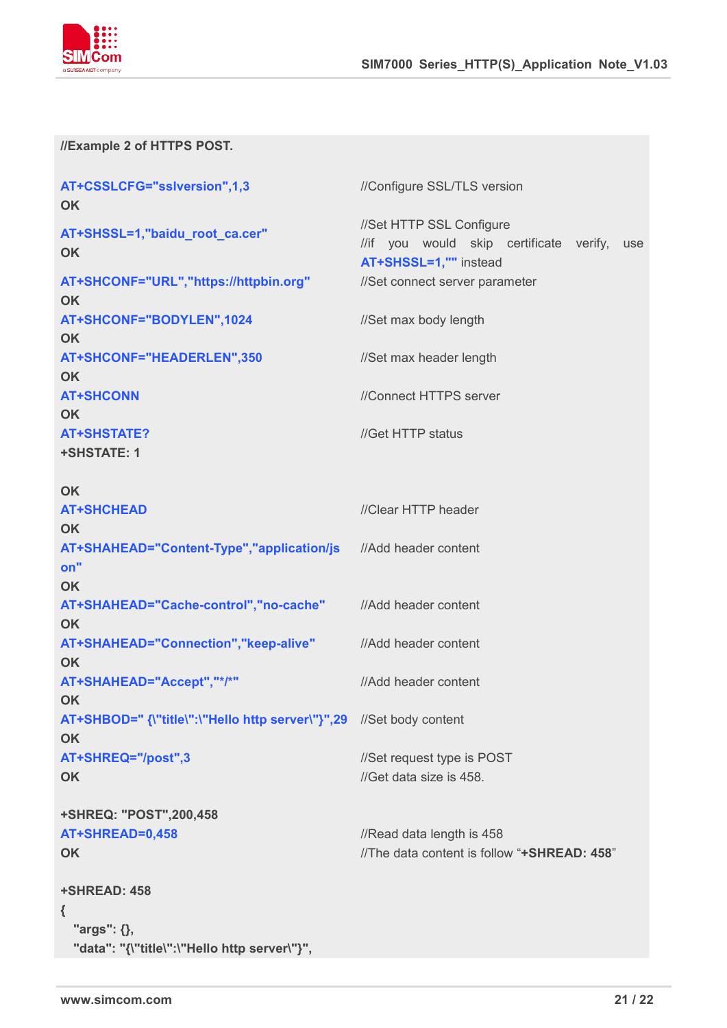```
//Example 2 of HTTPS POST.

AT+CSSLCFG="sslversion",1,3                   //Configure SSL/TLS version
OK
AT+SHSSL=1,"baidu_root_ca.cer"                //Set HTTP SSL Configure
OK                                            //if you would skip certificate verify, use
                                              AT+SHSSL=1,"" instead
AT+SHCONF="URL","https://httpbin.org"         //Set connect server parameter
OK
AT+SHCONF="BODYLEN",1024                      //Set max body length
OK
AT+SHCONF="HEADERLEN",350                     //Set max header length
OK
AT+SHCONN                                     //Connect HTTPS server
OK
AT+SHSTATE?                                   //Get HTTP status
+SHSTATE: 1

OK
AT+SHCHEAD                                    //Clear HTTP header
OK
AT+SHAHEAD="Content-Type","application/json"  //Add header content
OK
AT+SHAHEAD="Cache-control","no-cache"         //Add header content
OK
AT+SHAHEAD="Connection","keep-alive"          //Add header content
OK
AT+SHAHEAD="Accept","*/*"                     //Add header content
OK
AT+SHBOD=" {\"title\":\"Hello http server\"}",29   //Set body content
OK
AT+SHREQ="/post",3                            //Set request type is POST
OK                                            //Get data size is 458.

+SHREQ: "POST",200,458
AT+SHREAD=0,458                               //Read data length is 458
OK                                            //The data content is follow "+SHREAD: 458"

+SHREAD: 458
{
  "args": {},
  "data": "{\"title\":\"Hello http server\"}",
```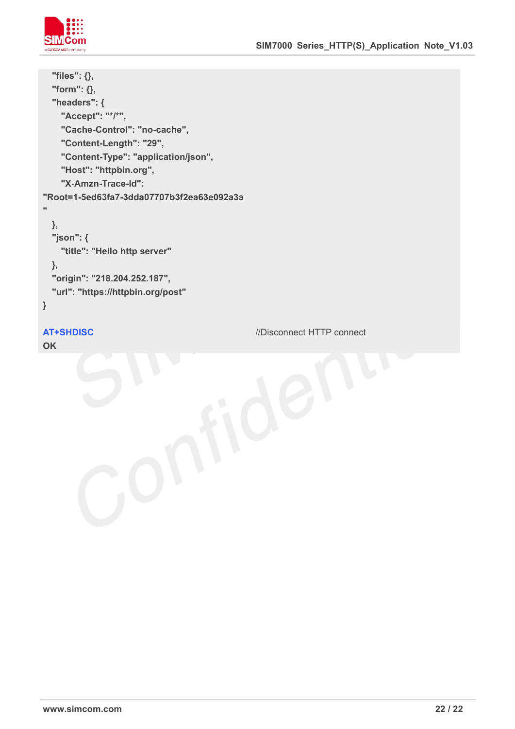```
    "files": {},
    "form": {},
    "headers": {
      "Accept": "*/*",
      "Cache-Control": "no-cache",
      "Content-Length": "29",
      "Content-Type": "application/json",
      "Host": "httpbin.org",
      "X-Amzn-Trace-Id":
"Root=1-5ed63fa7-3dda07707b3f2ea63e092a3a
"
    },
    "json": {
      "title": "Hello http server"
    },
    "origin": "218.204.252.187",
    "url": "https://httpbin.org/post"
}

AT+SHDISC                                        //Disconnect HTTP connect
OK
```